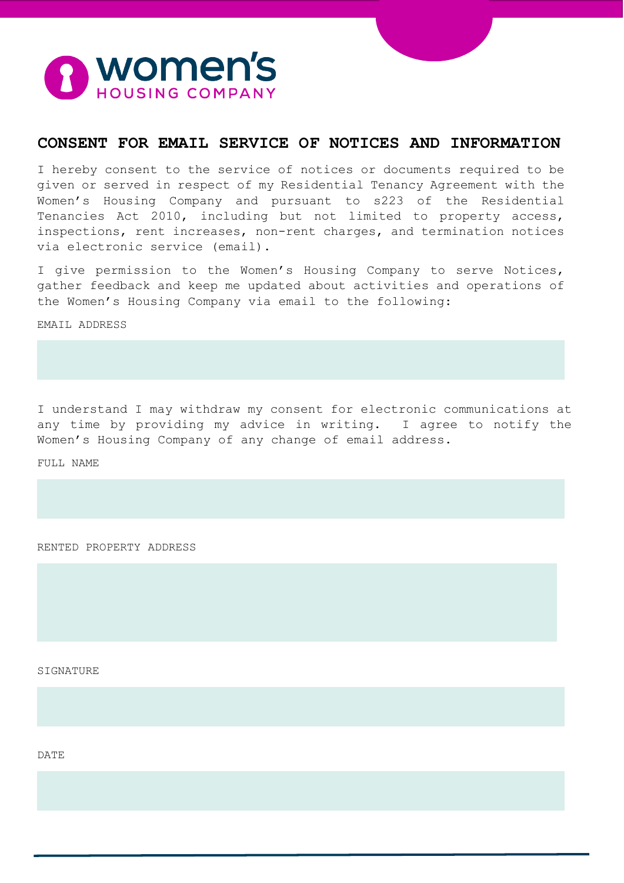women's
HOUSING COMPANY

## CONSENT FOR EMAIL SERVICE OF NOTICES AND INFORMATION

I hereby consent to the service of notices or documents required to be given or served in respect of my Residential Tenancy Agreement with the Women's Housing Company and pursuant to s223 of the Residential Tenancies Act 2010, including but not limited to property access, inspections, rent increases, non-rent charges, and termination notices via electronic service (email).

I give permission to the Women's Housing Company to serve Notices, gather feedback and keep me updated about activities and operations of the Women's Housing Company via email to the following:

EMAIL ADDRESS

I understand I may withdraw my consent for electronic communications at any time by providing my advice in writing. I agree to notify the Women's Housing Company of any change of email address.

FULL NAME

RENTED PROPERTY ADDRESS

SIGNATURE

DATE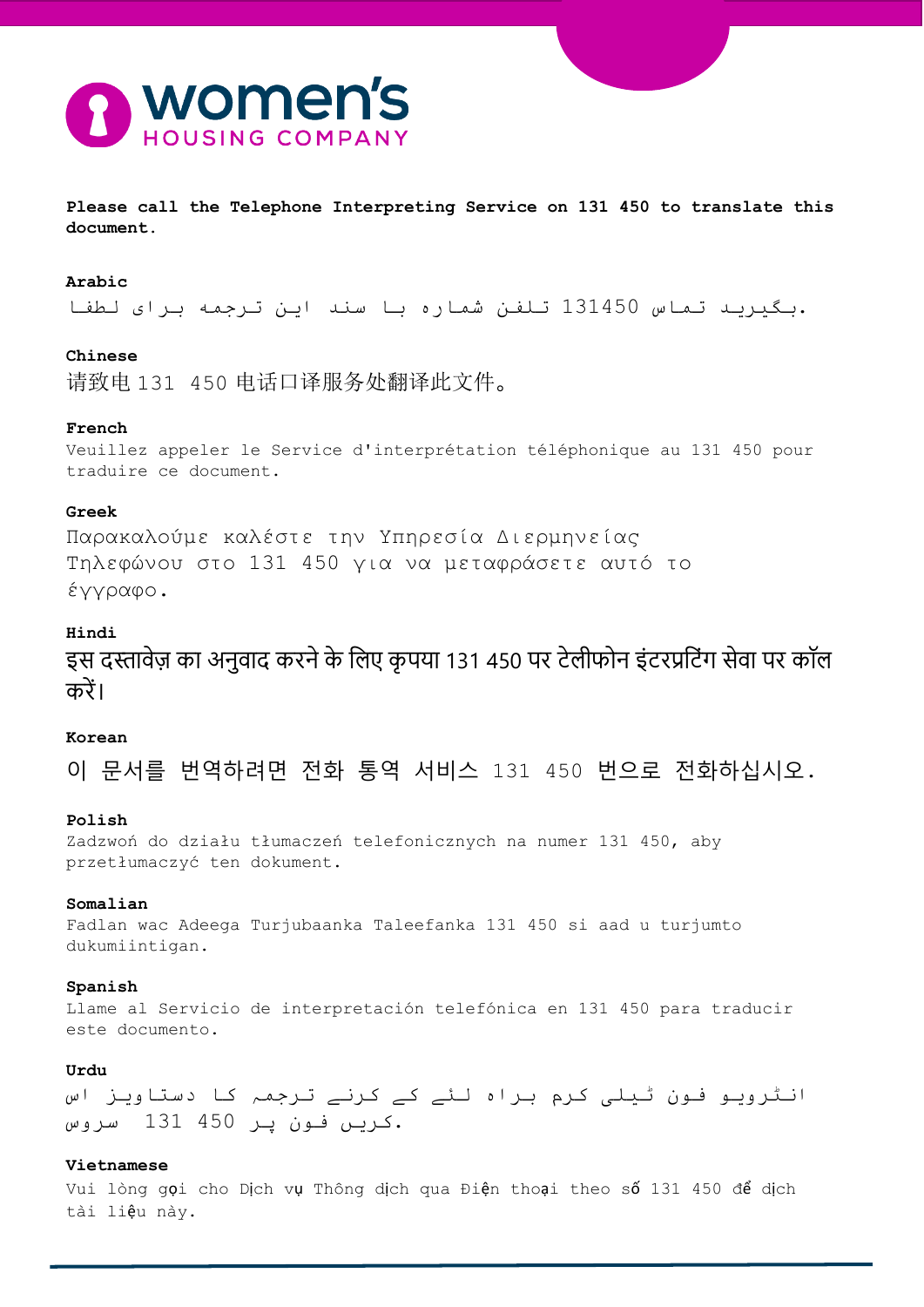**women's**
**HOUSING COMPANY**

**Please call the Telephone Interpreting Service on 131 450 to translate this document.**

**Arabic**

لطفا برای ترجمه این سند با شماره تلفن 131450 تماس بگیرید.

**Chinese**

请致电 131 450 电话口译服务处翻译此文件。

**French**

Veuillez appeler le Service d'interprétation téléphonique au 131 450 pour traduire ce document.

**Greek**

Παρακαλούμε καλέστε την Υπηρεσία Διερμηνείας Τηλεφώνου στο 131 450 για να μεταφράσετε αυτό το έγγραφο.

**Hindi**

इस दस्तावेज़ का अनुवाद करने के लिए कृपया 131 450 पर टेलीफोन इंटरप्रटिंग सेवा पर कॉल करें।

**Korean**

이 문서를 번역하려면 전화 통역 서비스 131 450 번으로 전화하십시오.

**Polish**

Zadzwoń do działu tłumaczeń telefonicznych na numer 131 450, aby przetłumaczyć ten dokument.

**Somalian**

Fadlan wac Adeega Turjubaanka Taleefanka 131 450 si aad u turjumto dukumiintigan.

**Spanish**

Llame al Servicio de interpretación telefónica en 131 450 para traducir este documento.

**Urdu**

اس دستاویز کا ترجمہ کرنے کے لئے براہ کرم ٹیلی فون انٹرویو سروس 131 450 پر فون کریں.

**Vietnamese**

Vui lòng gọi cho Dịch vụ Thông dịch qua Điện thoại theo số 131 450 để dịch tài liệu này.